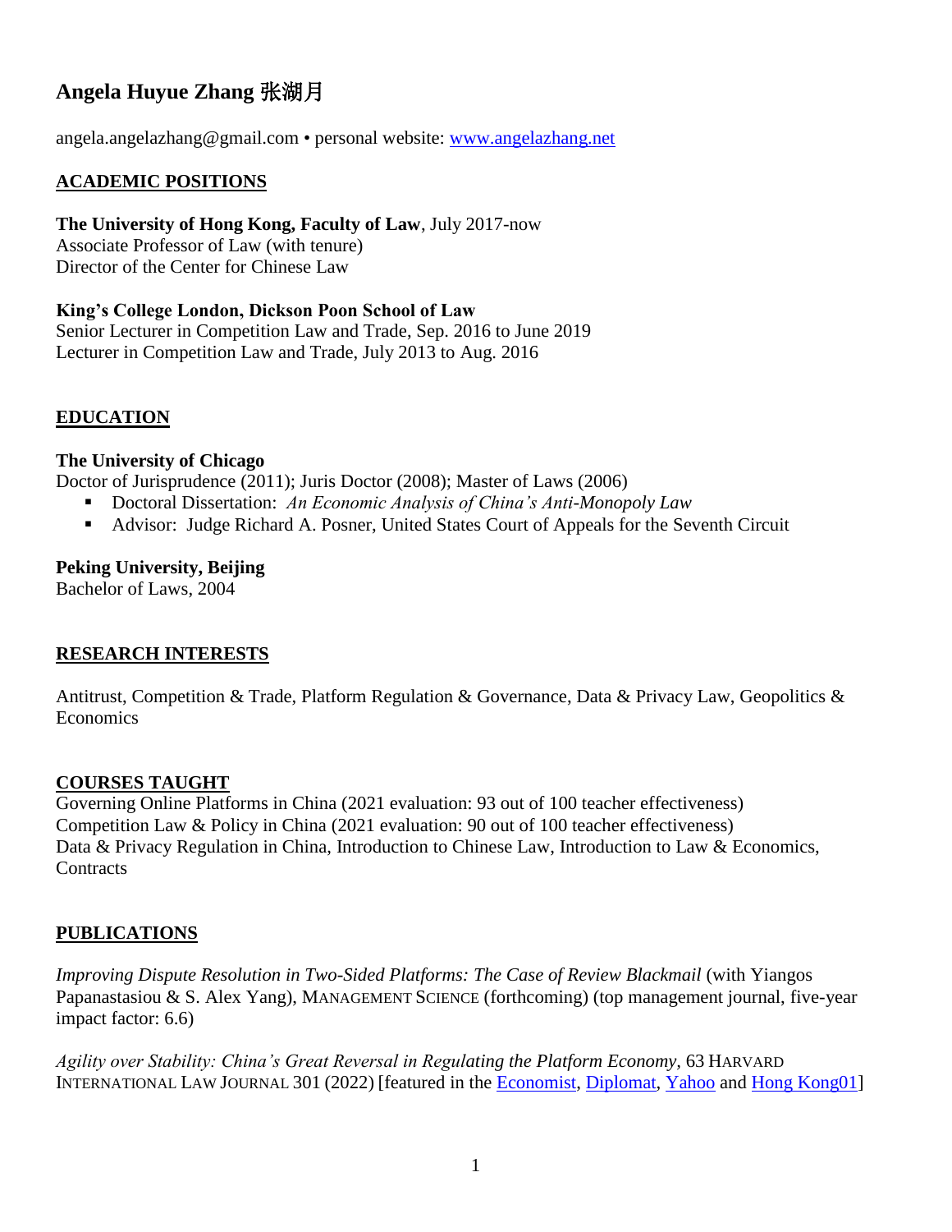# Angela Huyue Zhang 张湖月

angela.angelazhang@gmail.com • personal website: [www.angelazhang.net](www.angelazhang.net)

## ACADEMIC POSITIONS

**The University of Hong Kong, Faculty of Law**, July 2017-now
Associate Professor of Law (with tenure)
Director of the Center for Chinese Law

**King's College London, Dickson Poon School of Law**
Senior Lecturer in Competition Law and Trade, Sep. 2016 to June 2019
Lecturer in Competition Law and Trade, July 2013 to Aug. 2016

## EDUCATION

**The University of Chicago**
Doctor of Jurisprudence (2011); Juris Doctor (2008); Master of Laws (2006)

- Doctoral Dissertation: *An Economic Analysis of China's Anti-Monopoly Law*
- Advisor: Judge Richard A. Posner, United States Court of Appeals for the Seventh Circuit

**Peking University, Beijing**
Bachelor of Laws, 2004

## RESEARCH INTERESTS

Antitrust, Competition & Trade, Platform Regulation & Governance, Data & Privacy Law, Geopolitics & Economics

## COURSES TAUGHT

Governing Online Platforms in China (2021 evaluation: 93 out of 100 teacher effectiveness)
Competition Law & Policy in China (2021 evaluation: 90 out of 100 teacher effectiveness)
Data & Privacy Regulation in China, Introduction to Chinese Law, Introduction to Law & Economics, Contracts

## PUBLICATIONS

*Improving Dispute Resolution in Two-Sided Platforms: The Case of Review Blackmail* (with Yiangos Papanastasiou & S. Alex Yang), MANAGEMENT SCIENCE (forthcoming) (top management journal, five-year impact factor: 6.6)

*Agility over Stability: China's Great Reversal in Regulating the Platform Economy*, 63 HARVARD INTERNATIONAL LAW JOURNAL 301 (2022) [featured in the Economist, Diplomat, Yahoo and Hong Kong01]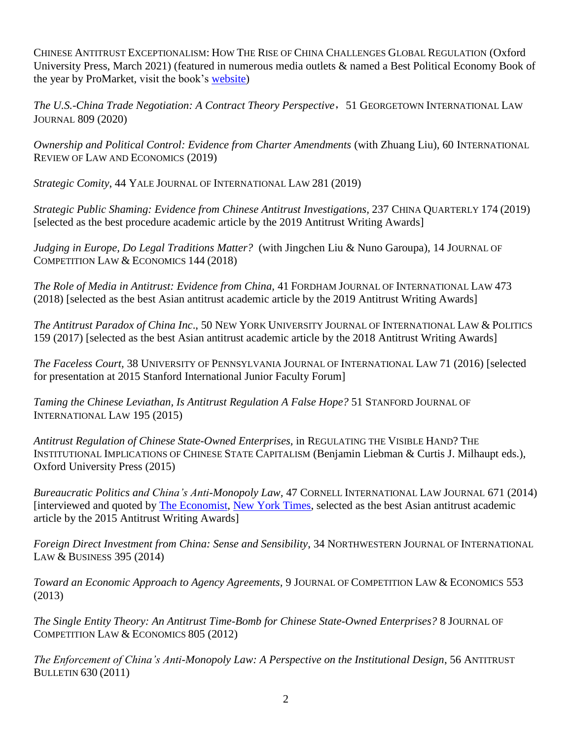CHINESE ANTITRUST EXCEPTIONALISM: HOW THE RISE OF CHINA CHALLENGES GLOBAL REGULATION (Oxford University Press, March 2021) (featured in numerous media outlets & named a Best Political Economy Book of the year by ProMarket, visit the book's website)

*The U.S.-China Trade Negotiation: A Contract Theory Perspective*，51 GEORGETOWN INTERNATIONAL LAW JOURNAL 809 (2020)

*Ownership and Political Control: Evidence from Charter Amendments* (with Zhuang Liu), 60 INTERNATIONAL REVIEW OF LAW AND ECONOMICS (2019)

*Strategic Comity*, 44 YALE JOURNAL OF INTERNATIONAL LAW 281 (2019)

*Strategic Public Shaming: Evidence from Chinese Antitrust Investigations*, 237 CHINA QUARTERLY 174 (2019) [selected as the best procedure academic article by the 2019 Antitrust Writing Awards]

*Judging in Europe, Do Legal Traditions Matter?* (with Jingchen Liu & Nuno Garoupa), 14 JOURNAL OF COMPETITION LAW & ECONOMICS 144 (2018)

*The Role of Media in Antitrust: Evidence from China*, 41 FORDHAM JOURNAL OF INTERNATIONAL LAW 473 (2018) [selected as the best Asian antitrust academic article by the 2019 Antitrust Writing Awards]

*The Antitrust Paradox of China Inc*., 50 NEW YORK UNIVERSITY JOURNAL OF INTERNATIONAL LAW & POLITICS 159 (2017) [selected as the best Asian antitrust academic article by the 2018 Antitrust Writing Awards]

*The Faceless Court*, 38 UNIVERSITY OF PENNSYLVANIA JOURNAL OF INTERNATIONAL LAW 71 (2016) [selected for presentation at 2015 Stanford International Junior Faculty Forum]

*Taming the Chinese Leviathan, Is Antitrust Regulation A False Hope?* 51 STANFORD JOURNAL OF INTERNATIONAL LAW 195 (2015)

*Antitrust Regulation of Chinese State-Owned Enterprises*, in REGULATING THE VISIBLE HAND? THE INSTITUTIONAL IMPLICATIONS OF CHINESE STATE CAPITALISM (Benjamin Liebman & Curtis J. Milhaupt eds.), Oxford University Press (2015)

*Bureaucratic Politics and China's Anti-Monopoly Law*, 47 CORNELL INTERNATIONAL LAW JOURNAL 671 (2014) [interviewed and quoted by The Economist, New York Times, selected as the best Asian antitrust academic article by the 2015 Antitrust Writing Awards]

*Foreign Direct Investment from China: Sense and Sensibility*, 34 NORTHWESTERN JOURNAL OF INTERNATIONAL LAW & BUSINESS 395 (2014)

*Toward an Economic Approach to Agency Agreements*, 9 JOURNAL OF COMPETITION LAW & ECONOMICS 553 (2013)

*The Single Entity Theory: An Antitrust Time-Bomb for Chinese State-Owned Enterprises?* 8 JOURNAL OF COMPETITION LAW & ECONOMICS 805 (2012)

*The Enforcement of China's Anti-Monopoly Law: A Perspective on the Institutional Design*, 56 ANTITRUST BULLETIN 630 (2011)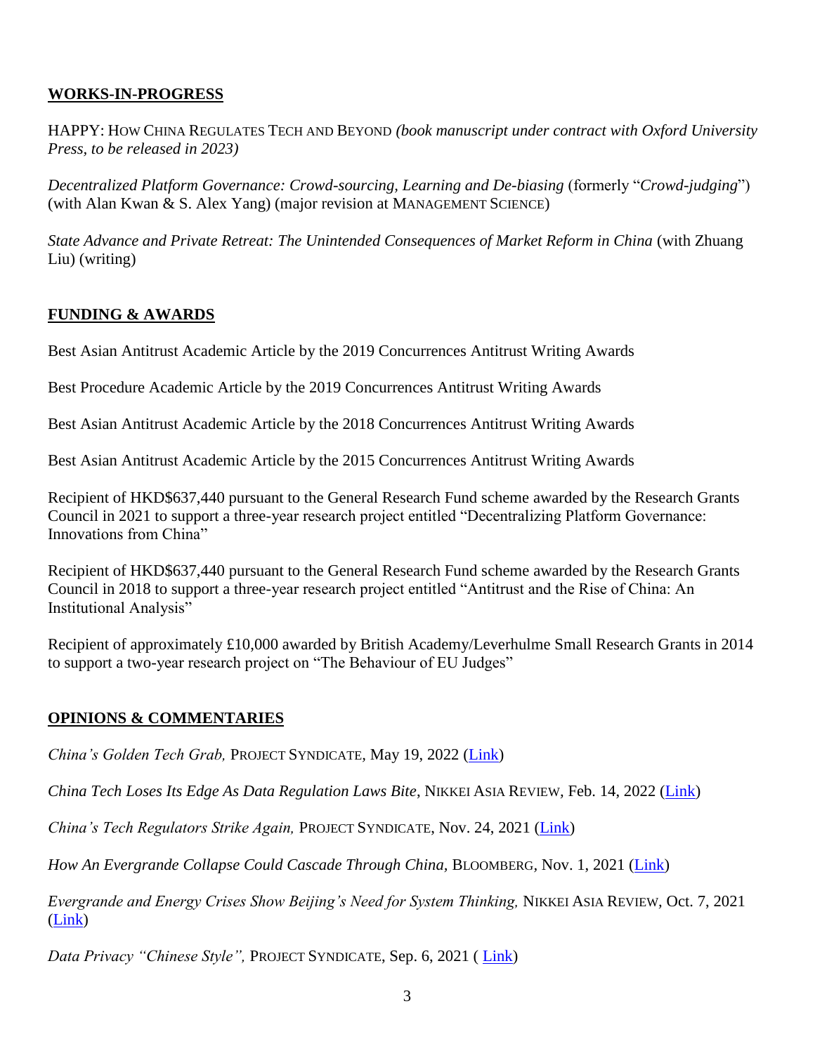## **WORKS-IN-PROGRESS**

HAPPY: HOW CHINA REGULATES TECH AND BEYOND *(book manuscript under contract with Oxford University Press, to be released in 2023)*

*Decentralized Platform Governance: Crowd-sourcing, Learning and De-biasing* (formerly "*Crowd-judging*") (with Alan Kwan & S. Alex Yang) (major revision at MANAGEMENT SCIENCE)

*State Advance and Private Retreat: The Unintended Consequences of Market Reform in China* (with Zhuang Liu) (writing)

## **FUNDING & AWARDS**

Best Asian Antitrust Academic Article by the 2019 Concurrences Antitrust Writing Awards

Best Procedure Academic Article by the 2019 Concurrences Antitrust Writing Awards

Best Asian Antitrust Academic Article by the 2018 Concurrences Antitrust Writing Awards

Best Asian Antitrust Academic Article by the 2015 Concurrences Antitrust Writing Awards

Recipient of HKD$637,440 pursuant to the General Research Fund scheme awarded by the Research Grants Council in 2021 to support a three-year research project entitled "Decentralizing Platform Governance: Innovations from China"

Recipient of HKD$637,440 pursuant to the General Research Fund scheme awarded by the Research Grants Council in 2018 to support a three-year research project entitled "Antitrust and the Rise of China: An Institutional Analysis"

Recipient of approximately £10,000 awarded by British Academy/Leverhulme Small Research Grants in 2014 to support a two-year research project on "The Behaviour of EU Judges"

## **OPINIONS & COMMENTARIES**

*China's Golden Tech Grab,* PROJECT SYNDICATE, May 19, 2022 (Link)

*China Tech Loses Its Edge As Data Regulation Laws Bite*, NIKKEI ASIA REVIEW, Feb. 14, 2022 (Link)

*China's Tech Regulators Strike Again,* PROJECT SYNDICATE, Nov. 24, 2021 (Link)

*How An Evergrande Collapse Could Cascade Through China*, BLOOMBERG, Nov. 1, 2021 (Link)

*Evergrande and Energy Crises Show Beijing's Need for System Thinking,* NIKKEI ASIA REVIEW, Oct. 7, 2021 (Link)

*Data Privacy "Chinese Style",* PROJECT SYNDICATE, Sep. 6, 2021 ( Link)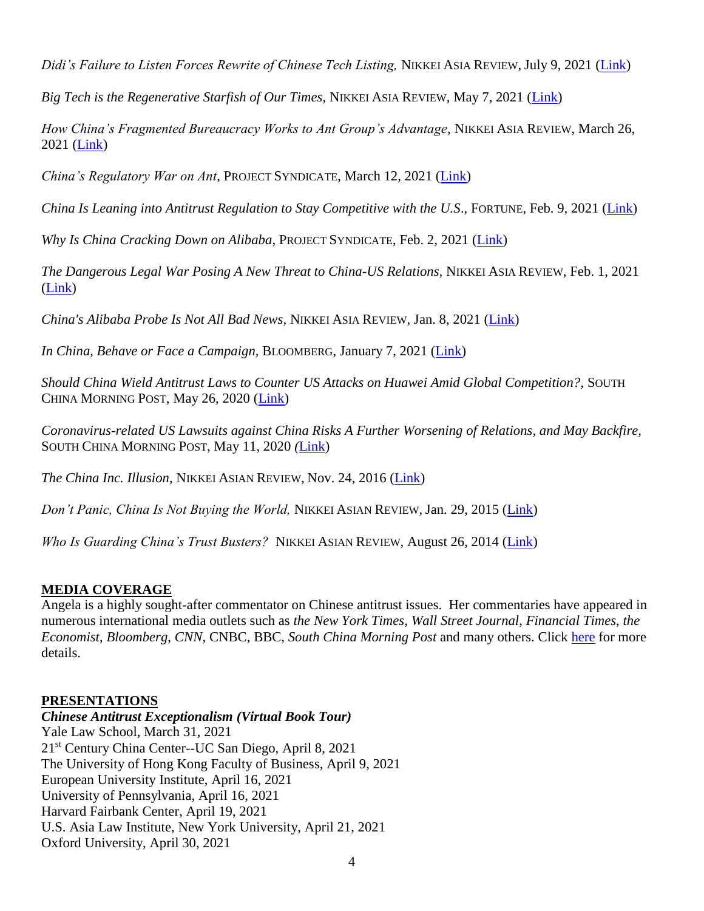*Didi's Failure to Listen Forces Rewrite of Chinese Tech Listing,* NIKKEI ASIA REVIEW, July 9, 2021 (Link)

*Big Tech is the Regenerative Starfish of Our Times*, NIKKEI ASIA REVIEW, May 7, 2021 (Link)

*How China's Fragmented Bureaucracy Works to Ant Group's Advantage*, NIKKEI ASIA REVIEW, March 26, 2021 (Link)

*China's Regulatory War on Ant*, PROJECT SYNDICATE, March 12, 2021 (Link)

*China Is Leaning into Antitrust Regulation to Stay Competitive with the U.S*., FORTUNE, Feb. 9, 2021 (Link)

*Why Is China Cracking Down on Alibaba*, PROJECT SYNDICATE, Feb. 2, 2021 (Link)

*The Dangerous Legal War Posing A New Threat to China-US Relations*, NIKKEI ASIA REVIEW, Feb. 1, 2021 (Link)

*China's Alibaba Probe Is Not All Bad News*, NIKKEI ASIA REVIEW, Jan. 8, 2021 (Link)

*In China, Behave or Face a Campaign,* BLOOMBERG, January 7, 2021 (Link)

*Should China Wield Antitrust Laws to Counter US Attacks on Huawei Amid Global Competition?,* SOUTH CHINA MORNING POST, May 26, 2020 (Link)

*Coronavirus-related US Lawsuits against China Risks A Further Worsening of Relations, and May Backfire,* SOUTH CHINA MORNING POST, May 11, 2020 (Link)

*The China Inc. Illusion*, NIKKEI ASIAN REVIEW, Nov. 24, 2016 (Link)

*Don't Panic, China Is Not Buying the World,* NIKKEI ASIAN REVIEW, Jan. 29, 2015 (Link)

*Who Is Guarding China's Trust Busters?* NIKKEI ASIAN REVIEW, August 26, 2014 (Link)

## MEDIA COVERAGE

Angela is a highly sought-after commentator on Chinese antitrust issues. Her commentaries have appeared in numerous international media outlets such as *the New York Times*, *Wall Street Journal*, *Financial Times*, *the Economist*, *Bloomberg*, *CNN*, CNBC, BBC, *South China Morning Post* and many others. Click here for more details.

## PRESENTATIONS

***Chinese Antitrust Exceptionalism (Virtual Book Tour)***

Yale Law School, March 31, 2021
21st Century China Center--UC San Diego, April 8, 2021
The University of Hong Kong Faculty of Business, April 9, 2021
European University Institute, April 16, 2021
University of Pennsylvania, April 16, 2021
Harvard Fairbank Center, April 19, 2021
U.S. Asia Law Institute, New York University, April 21, 2021
Oxford University, April 30, 2021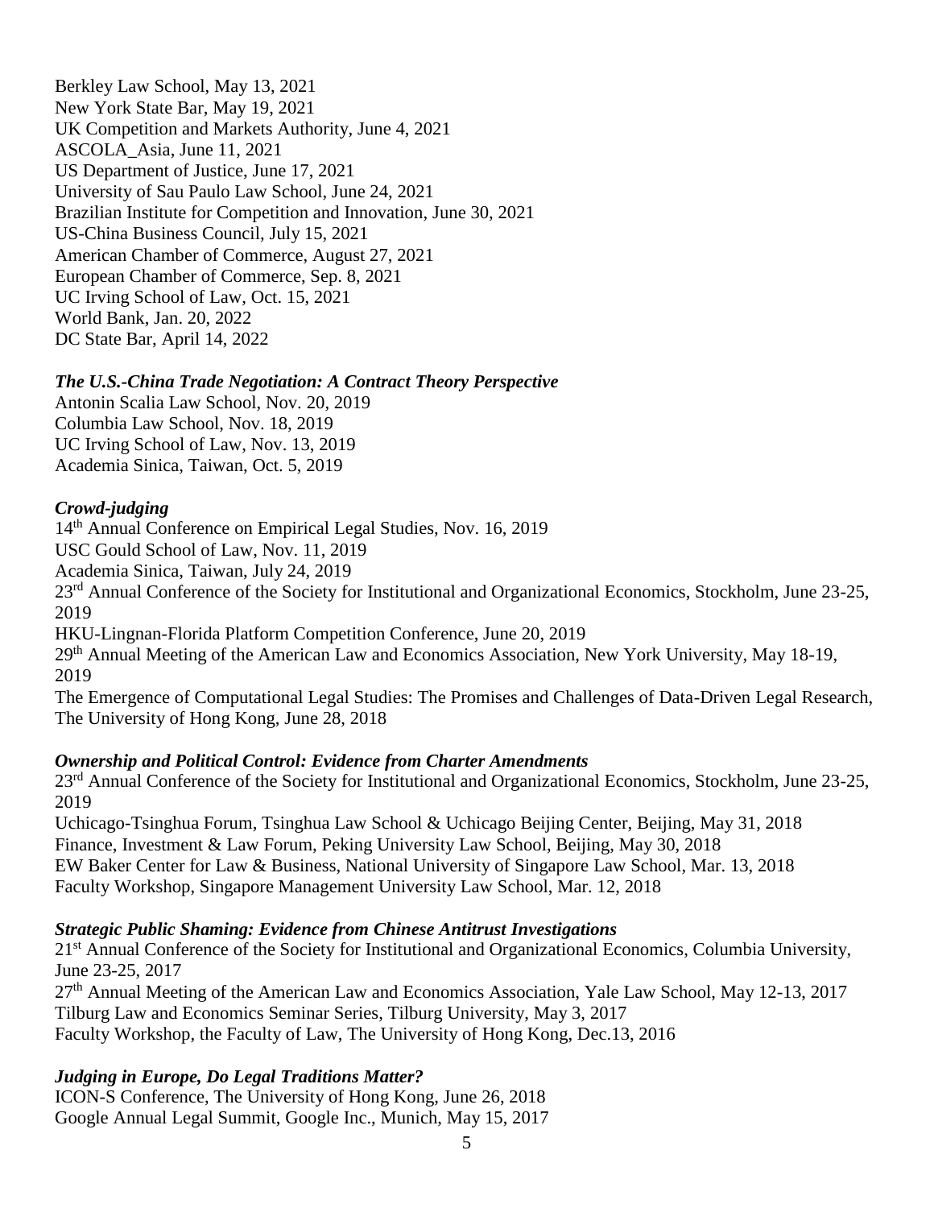Berkley Law School, May 13, 2021
New York State Bar, May 19, 2021
UK Competition and Markets Authority, June 4, 2021
ASCOLA_Asia, June 11, 2021
US Department of Justice, June 17, 2021
University of Sau Paulo Law School, June 24, 2021
Brazilian Institute for Competition and Innovation, June 30, 2021
US-China Business Council, July 15, 2021
American Chamber of Commerce, August 27, 2021
European Chamber of Commerce, Sep. 8, 2021
UC Irving School of Law, Oct. 15, 2021
World Bank, Jan. 20, 2022
DC State Bar, April 14, 2022

***The U.S.-China Trade Negotiation: A Contract Theory Perspective***

Antonin Scalia Law School, Nov. 20, 2019
Columbia Law School, Nov. 18, 2019
UC Irving School of Law, Nov. 13, 2019
Academia Sinica, Taiwan, Oct. 5, 2019

***Crowd-judging***

14th Annual Conference on Empirical Legal Studies, Nov. 16, 2019
USC Gould School of Law, Nov. 11, 2019
Academia Sinica, Taiwan, July 24, 2019
23rd Annual Conference of the Society for Institutional and Organizational Economics, Stockholm, June 23-25, 2019
HKU-Lingnan-Florida Platform Competition Conference, June 20, 2019
29th Annual Meeting of the American Law and Economics Association, New York University, May 18-19, 2019
The Emergence of Computational Legal Studies: The Promises and Challenges of Data-Driven Legal Research, The University of Hong Kong, June 28, 2018

***Ownership and Political Control: Evidence from Charter Amendments***

23rd Annual Conference of the Society for Institutional and Organizational Economics, Stockholm, June 23-25, 2019
Uchicago-Tsinghua Forum, Tsinghua Law School & Uchicago Beijing Center, Beijing, May 31, 2018
Finance, Investment & Law Forum, Peking University Law School, Beijing, May 30, 2018
EW Baker Center for Law & Business, National University of Singapore Law School, Mar. 13, 2018
Faculty Workshop, Singapore Management University Law School, Mar. 12, 2018

***Strategic Public Shaming: Evidence from Chinese Antitrust Investigations***

21st Annual Conference of the Society for Institutional and Organizational Economics, Columbia University, June 23-25, 2017
27th Annual Meeting of the American Law and Economics Association, Yale Law School, May 12-13, 2017
Tilburg Law and Economics Seminar Series, Tilburg University, May 3, 2017
Faculty Workshop, the Faculty of Law, The University of Hong Kong, Dec.13, 2016

***Judging in Europe, Do Legal Traditions Matter?***

ICON-S Conference, The University of Hong Kong, June 26, 2018
Google Annual Legal Summit, Google Inc., Munich, May 15, 2017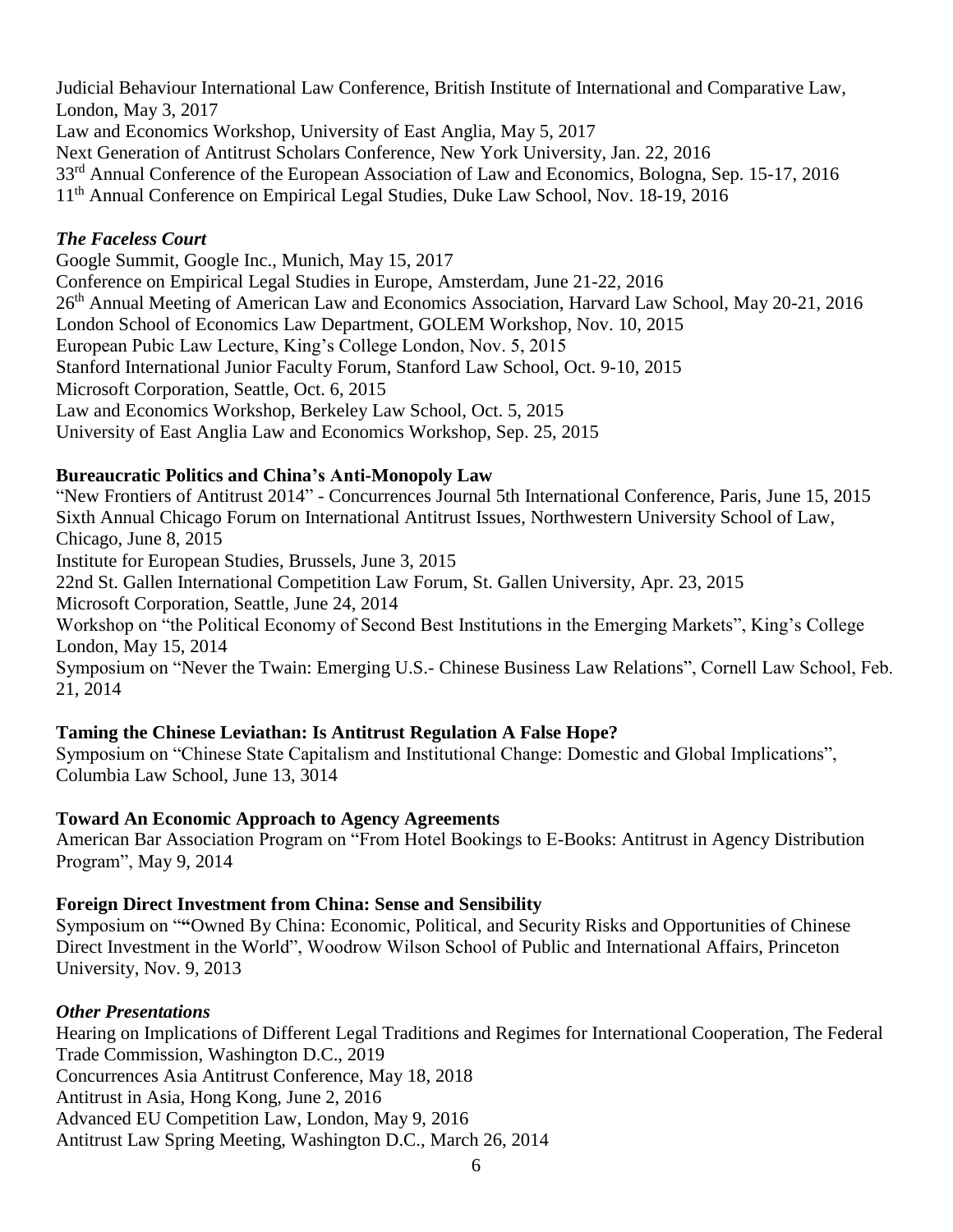Judicial Behaviour International Law Conference, British Institute of International and Comparative Law, London, May 3, 2017
Law and Economics Workshop, University of East Anglia, May 5, 2017
Next Generation of Antitrust Scholars Conference, New York University, Jan. 22, 2016
33rd Annual Conference of the European Association of Law and Economics, Bologna, Sep. 15-17, 2016
11th Annual Conference on Empirical Legal Studies, Duke Law School, Nov. 18-19, 2016

***The Faceless Court***

Google Summit, Google Inc., Munich, May 15, 2017
Conference on Empirical Legal Studies in Europe, Amsterdam, June 21-22, 2016
26th Annual Meeting of American Law and Economics Association, Harvard Law School, May 20-21, 2016
London School of Economics Law Department, GOLEM Workshop, Nov. 10, 2015
European Pubic Law Lecture, King's College London, Nov. 5, 2015
Stanford International Junior Faculty Forum, Stanford Law School, Oct. 9-10, 2015
Microsoft Corporation, Seattle, Oct. 6, 2015
Law and Economics Workshop, Berkeley Law School, Oct. 5, 2015
University of East Anglia Law and Economics Workshop, Sep. 25, 2015

**Bureaucratic Politics and China's Anti-Monopoly Law**

"New Frontiers of Antitrust 2014" - Concurrences Journal 5th International Conference, Paris, June 15, 2015
Sixth Annual Chicago Forum on International Antitrust Issues, Northwestern University School of Law, Chicago, June 8, 2015
Institute for European Studies, Brussels, June 3, 2015
22nd St. Gallen International Competition Law Forum, St. Gallen University, Apr. 23, 2015
Microsoft Corporation, Seattle, June 24, 2014
Workshop on "the Political Economy of Second Best Institutions in the Emerging Markets", King's College London, May 15, 2014
Symposium on "Never the Twain: Emerging U.S.- Chinese Business Law Relations", Cornell Law School, Feb. 21, 2014

**Taming the Chinese Leviathan: Is Antitrust Regulation A False Hope?**

Symposium on "Chinese State Capitalism and Institutional Change: Domestic and Global Implications", Columbia Law School, June 13, 3014

**Toward An Economic Approach to Agency Agreements**

American Bar Association Program on "From Hotel Bookings to E-Books: Antitrust in Agency Distribution Program", May 9, 2014

**Foreign Direct Investment from China: Sense and Sensibility**

Symposium on "**"**Owned By China: Economic, Political, and Security Risks and Opportunities of Chinese Direct Investment in the World", Woodrow Wilson School of Public and International Affairs, Princeton University, Nov. 9, 2013

***Other Presentations***

Hearing on Implications of Different Legal Traditions and Regimes for International Cooperation, The Federal Trade Commission, Washington D.C., 2019
Concurrences Asia Antitrust Conference, May 18, 2018
Antitrust in Asia, Hong Kong, June 2, 2016
Advanced EU Competition Law, London, May 9, 2016
Antitrust Law Spring Meeting, Washington D.C., March 26, 2014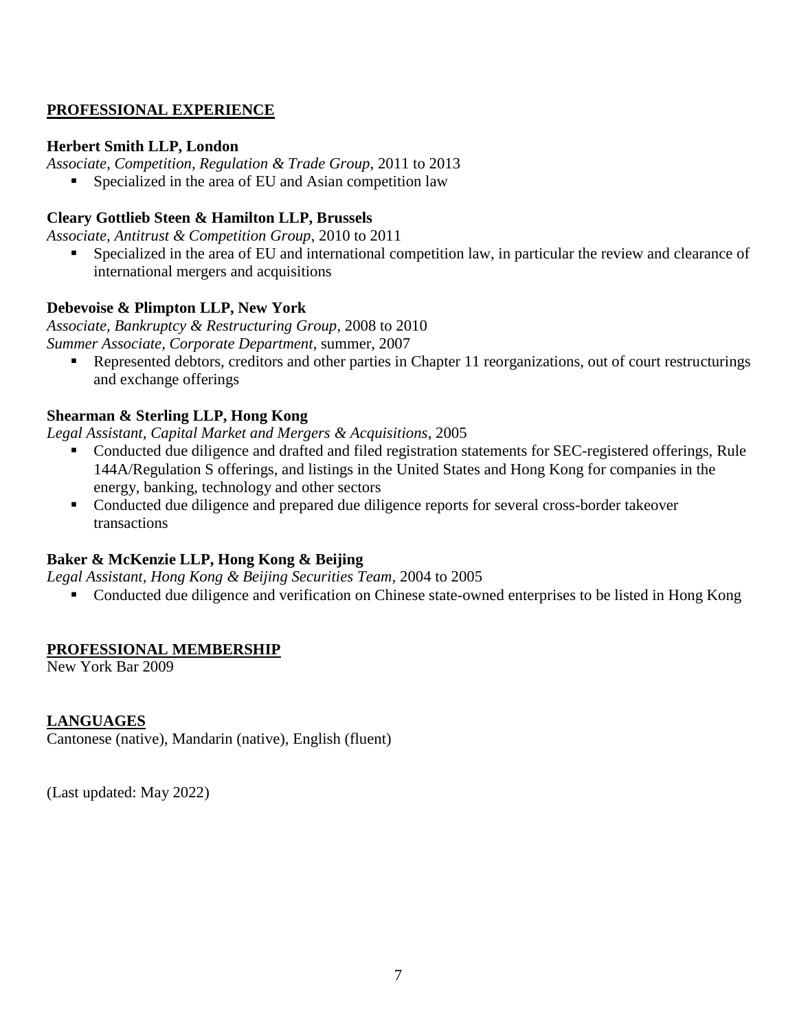## PROFESSIONAL EXPERIENCE

**Herbert Smith LLP, London**
*Associate, Competition, Regulation & Trade Group*, 2011 to 2013

- Specialized in the area of EU and Asian competition law

**Cleary Gottlieb Steen & Hamilton LLP, Brussels**
*Associate, Antitrust & Competition Group*, 2010 to 2011

- Specialized in the area of EU and international competition law, in particular the review and clearance of international mergers and acquisitions

**Debevoise & Plimpton LLP, New York**
*Associate, Bankruptcy & Restructuring Group*, 2008 to 2010
*Summer Associate, Corporate Department*, summer, 2007

- Represented debtors, creditors and other parties in Chapter 11 reorganizations, out of court restructurings and exchange offerings

**Shearman & Sterling LLP, Hong Kong**
*Legal Assistant, Capital Market and Mergers & Acquisitions*, 2005

- Conducted due diligence and drafted and filed registration statements for SEC-registered offerings, Rule 144A/Regulation S offerings, and listings in the United States and Hong Kong for companies in the energy, banking, technology and other sectors
- Conducted due diligence and prepared due diligence reports for several cross-border takeover transactions

**Baker & McKenzie LLP, Hong Kong & Beijing**
*Legal Assistant, Hong Kong & Beijing Securities Team*, 2004 to 2005

- Conducted due diligence and verification on Chinese state-owned enterprises to be listed in Hong Kong

## PROFESSIONAL MEMBERSHIP

New York Bar 2009

## LANGUAGES

Cantonese (native), Mandarin (native), English (fluent)

(Last updated: May 2022)